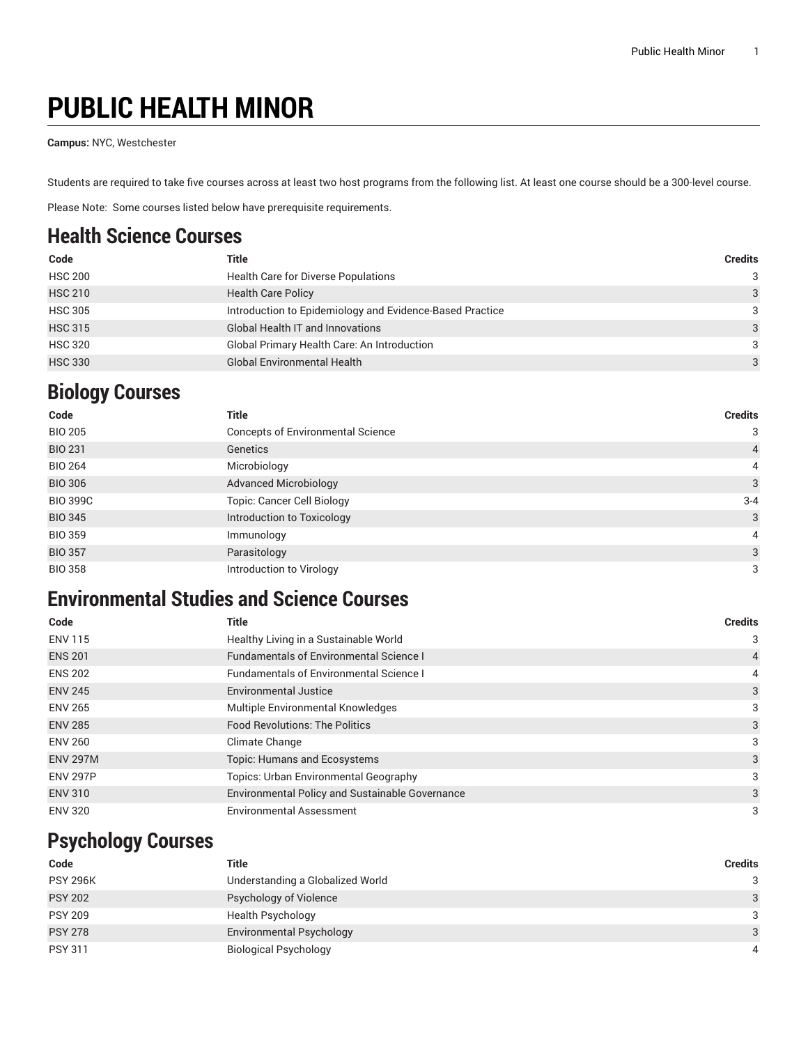# PUBLIC HEALTH MINOR

**Campus:** NYC, Westchester

Students are required to take five courses across at least two host programs from the following list. At least one course should be a 300-level course.

Please Note: Some courses listed below have prerequisite requirements.

## Health Science Courses

| Code | Title | Credits |
|---|---|---|
| HSC 200 | Health Care for Diverse Populations | 3 |
| HSC 210 | Health Care Policy | 3 |
| HSC 305 | Introduction to Epidemiology and Evidence-Based Practice | 3 |
| HSC 315 | Global Health IT and Innovations | 3 |
| HSC 320 | Global Primary Health Care: An Introduction | 3 |
| HSC 330 | Global Environmental Health | 3 |

## Biology Courses

| Code | Title | Credits |
|---|---|---|
| BIO 205 | Concepts of Environmental Science | 3 |
| BIO 231 | Genetics | 4 |
| BIO 264 | Microbiology | 4 |
| BIO 306 | Advanced Microbiology | 3 |
| BIO 399C | Topic: Cancer Cell Biology | 3-4 |
| BIO 345 | Introduction to Toxicology | 3 |
| BIO 359 | Immunology | 4 |
| BIO 357 | Parasitology | 3 |
| BIO 358 | Introduction to Virology | 3 |

## Environmental Studies and Science Courses

| Code | Title | Credits |
|---|---|---|
| ENV 115 | Healthy Living in a Sustainable World | 3 |
| ENS 201 | Fundamentals of Environmental Science I | 4 |
| ENS 202 | Fundamentals of Environmental Science I | 4 |
| ENV 245 | Environmental Justice | 3 |
| ENV 265 | Multiple Environmental Knowledges | 3 |
| ENV 285 | Food Revolutions: The Politics | 3 |
| ENV 260 | Climate Change | 3 |
| ENV 297M | Topic: Humans and Ecosystems | 3 |
| ENV 297P | Topics: Urban Environmental Geography | 3 |
| ENV 310 | Environmental Policy and Sustainable Governance | 3 |
| ENV 320 | Environmental Assessment | 3 |

## Psychology Courses

| Code | Title | Credits |
|---|---|---|
| PSY 296K | Understanding a Globalized World | 3 |
| PSY 202 | Psychology of Violence | 3 |
| PSY 209 | Health Psychology | 3 |
| PSY 278 | Environmental Psychology | 3 |
| PSY 311 | Biological Psychology | 4 |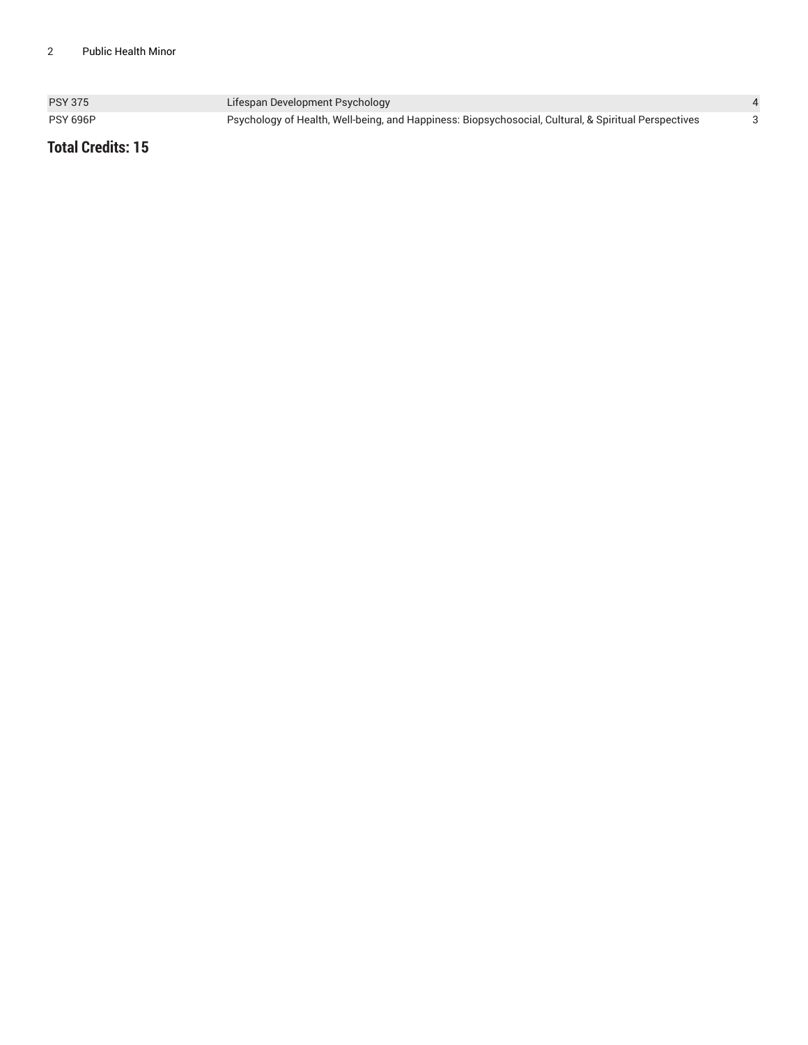| | | |
|---|---|---|
| PSY 375 | Lifespan Development Psychology | 4 |
| PSY 696P | Psychology of Health, Well-being, and Happiness: Biopsychosocial, Cultural, & Spiritual Perspectives | 3 |

**Total Credits: 15**